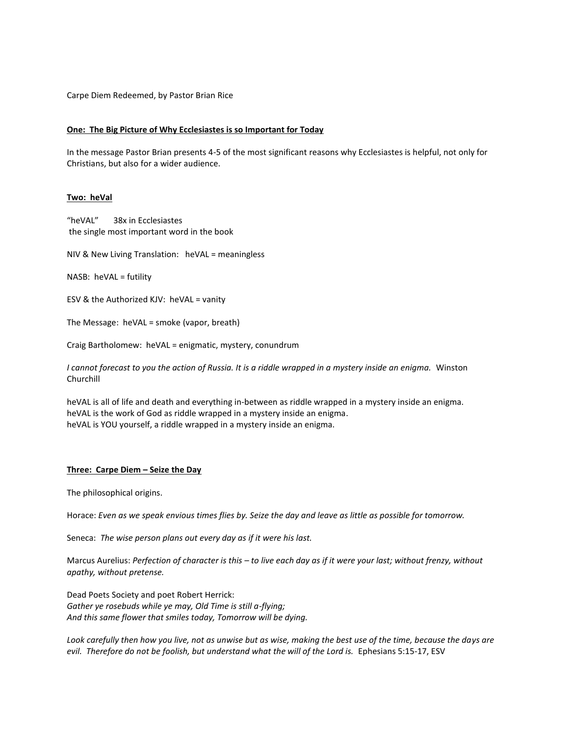Carpe Diem Redeemed, by Pastor Brian Rice

## One: The Big Picture of Why Ecclesiastes is so Important for Today

In the message Pastor Brian presents 4-5 of the most significant reasons why Ecclesiastes is helpful, not only for Christians, but also for a wider audience.

## Two: heVal

"heVAL" 38x in Ecclesiastes
the single most important word in the book

NIV & New Living Translation: heVAL = meaningless

NASB: heVAL = futility

ESV & the Authorized KJV: heVAL = vanity

The Message: heVAL = smoke (vapor, breath)

Craig Bartholomew: heVAL = enigmatic, mystery, conundrum

*I cannot forecast to you the action of Russia. It is a riddle wrapped in a mystery inside an enigma.* Winston Churchill

heVAL is all of life and death and everything in-between as riddle wrapped in a mystery inside an enigma.
heVAL is the work of God as riddle wrapped in a mystery inside an enigma.
heVAL is YOU yourself, a riddle wrapped in a mystery inside an enigma.

## Three: Carpe Diem – Seize the Day

The philosophical origins.

Horace: *Even as we speak envious times flies by. Seize the day and leave as little as possible for tomorrow.*

Seneca: *The wise person plans out every day as if it were his last.*

Marcus Aurelius: *Perfection of character is this – to live each day as if it were your last; without frenzy, without apathy, without pretense.*

Dead Poets Society and poet Robert Herrick:
*Gather ye rosebuds while ye may, Old Time is still a-flying;*
*And this same flower that smiles today, Tomorrow will be dying.*

*Look carefully then how you live, not as unwise but as wise, making the best use of the time, because the days are evil. Therefore do not be foolish, but understand what the will of the Lord is.* Ephesians 5:15-17, ESV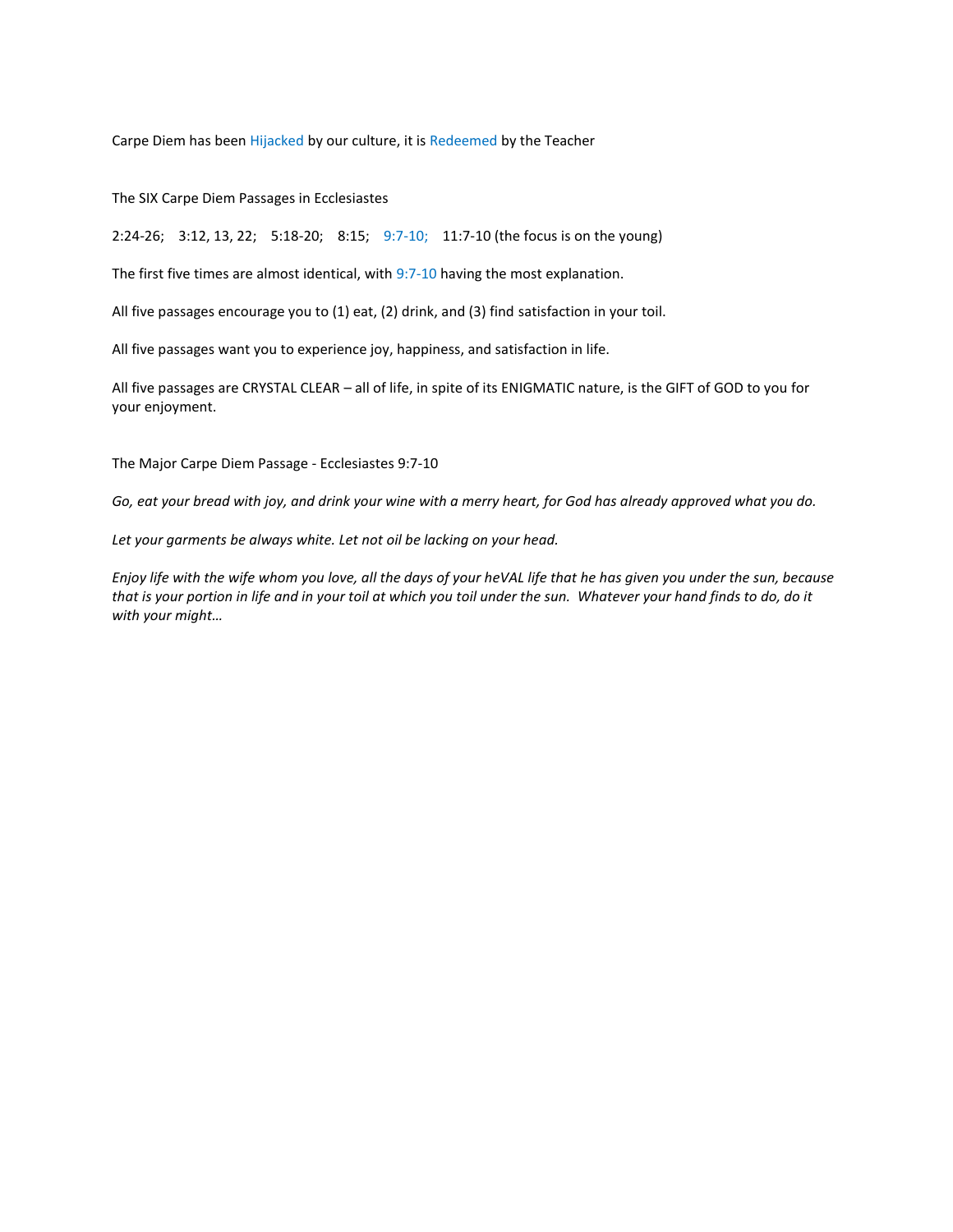Carpe Diem has been Hijacked by our culture, it is Redeemed by the Teacher

The SIX Carpe Diem Passages in Ecclesiastes

2:24-26; 3:12, 13, 22; 5:18-20; 8:15; 9:7-10; 11:7-10 (the focus is on the young)

The first five times are almost identical, with 9:7-10 having the most explanation.

All five passages encourage you to (1) eat, (2) drink, and (3) find satisfaction in your toil.

All five passages want you to experience joy, happiness, and satisfaction in life.

All five passages are CRYSTAL CLEAR – all of life, in spite of its ENIGMATIC nature, is the GIFT of GOD to you for your enjoyment.

The Major Carpe Diem Passage - Ecclesiastes 9:7-10

*Go, eat your bread with joy, and drink your wine with a merry heart, for God has already approved what you do.*

*Let your garments be always white. Let not oil be lacking on your head.*

*Enjoy life with the wife whom you love, all the days of your heVAL life that he has given you under the sun, because that is your portion in life and in your toil at which you toil under the sun. Whatever your hand finds to do, do it with your might…*